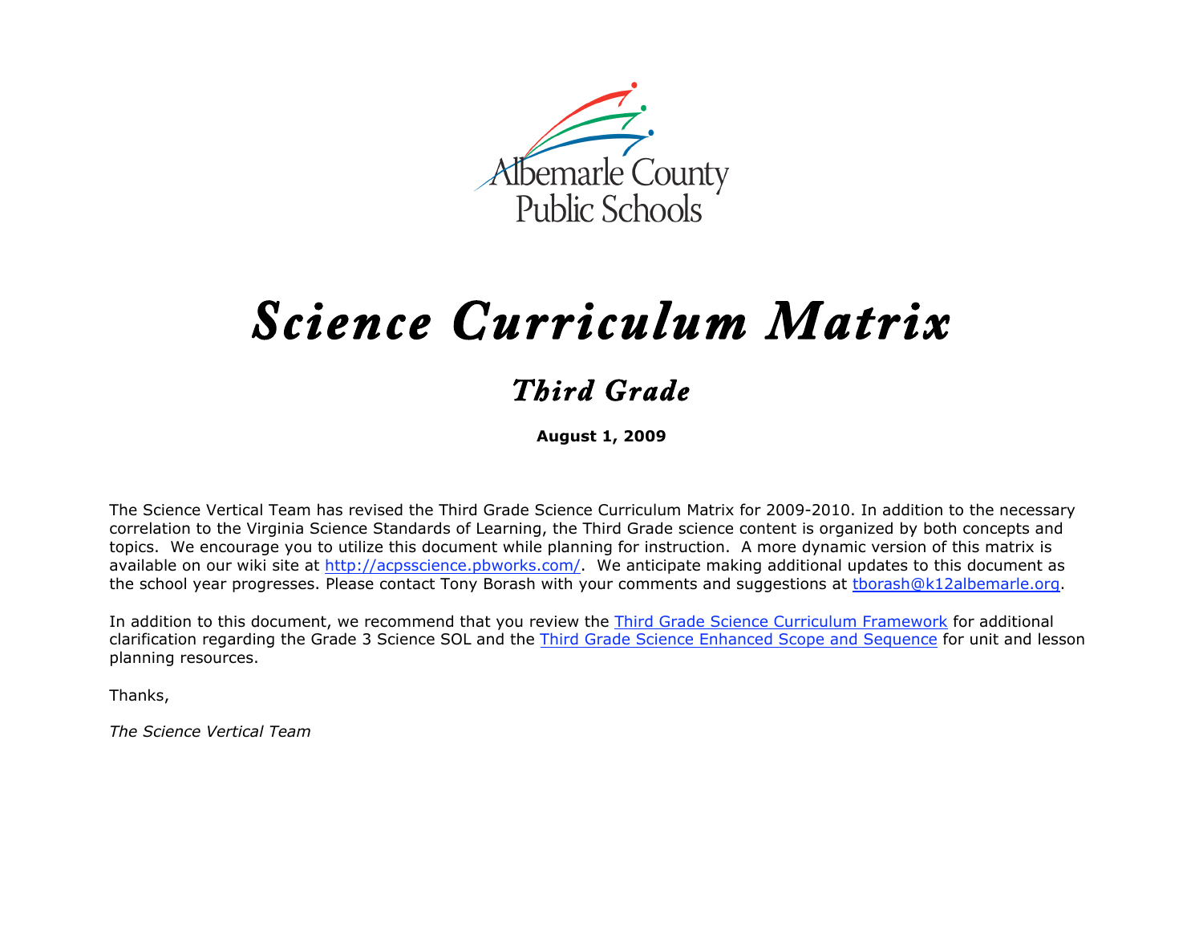Albemarle County Public Schools

# Science Curriculum Matrix

## Third Grade

**August 1, 2009**

The Science Vertical Team has revised the Third Grade Science Curriculum Matrix for 2009-2010. In addition to the necessary correlation to the Virginia Science Standards of Learning, the Third Grade science content is organized by both concepts and topics. We encourage you to utilize this document while planning for instruction. A more dynamic version of this matrix is available on our wiki site at http://acpsscience.pbworks.com/. We anticipate making additional updates to this document as the school year progresses. Please contact Tony Borash with your comments and suggestions at tborash@k12albemarle.org.

In addition to this document, we recommend that you review the Third Grade Science Curriculum Framework for additional clarification regarding the Grade 3 Science SOL and the Third Grade Science Enhanced Scope and Sequence for unit and lesson planning resources.

Thanks,

*The Science Vertical Team*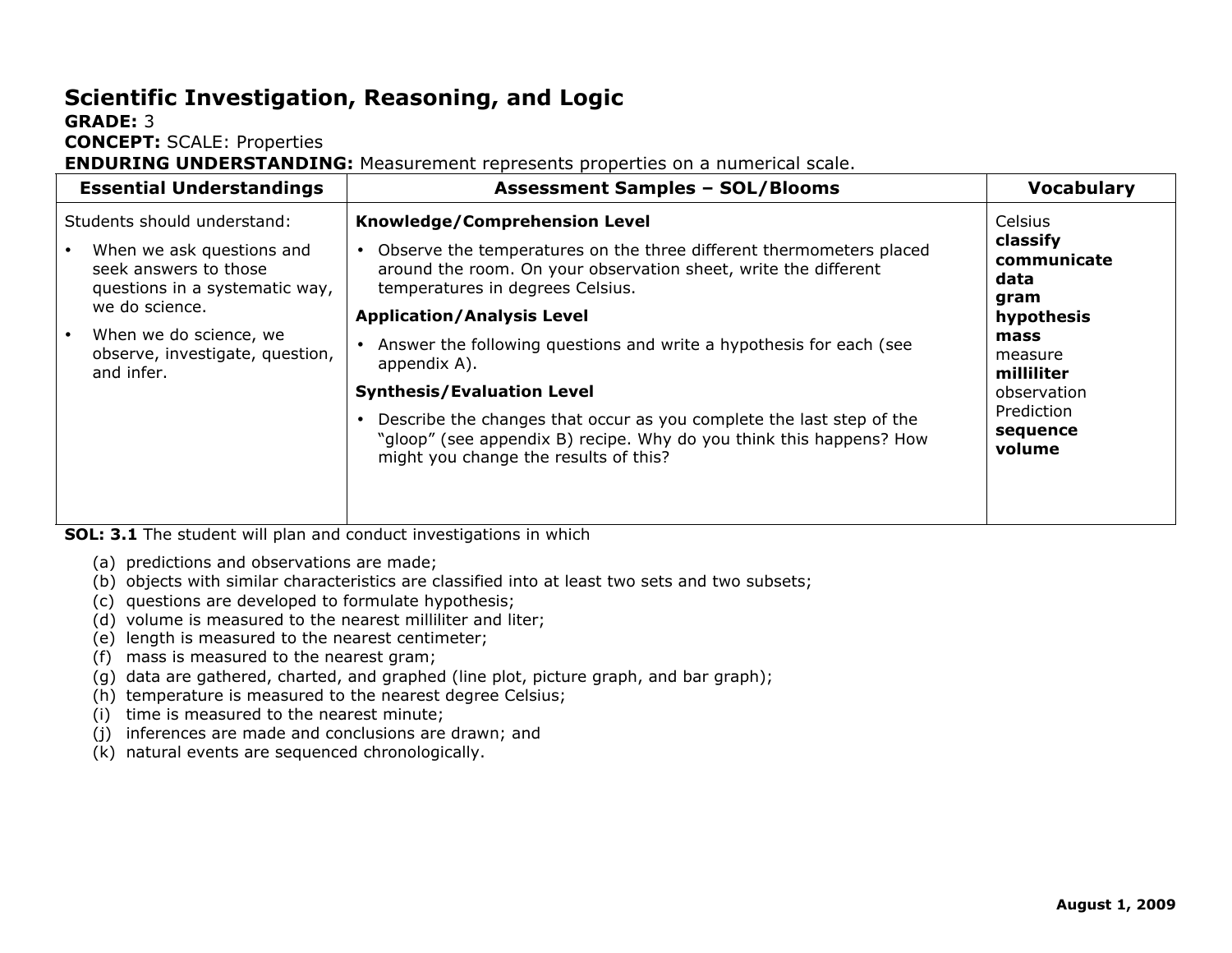# Scientific Investigation, Reasoning, and Logic

**GRADE:** 3
**CONCEPT:** SCALE: Properties
**ENDURING UNDERSTANDING:** Measurement represents properties on a numerical scale.

| Essential Understandings | Assessment Samples – SOL/Blooms | Vocabulary |
|---|---|---|
| Students should understand:<br>• When we ask questions and seek answers to those questions in a systematic way, we do science.<br>• When we do science, we observe, investigate, question, and infer. | **Knowledge/Comprehension Level**<br>• Observe the temperatures on the three different thermometers placed around the room. On your observation sheet, write the different temperatures in degrees Celsius.<br>**Application/Analysis Level**<br>• Answer the following questions and write a hypothesis for each (see appendix A).<br>**Synthesis/Evaluation Level**<br>• Describe the changes that occur as you complete the last step of the "gloop" (see appendix B) recipe. Why do you think this happens? How might you change the results of this? | Celsius<br>**classify**<br>**communicate**<br>**data**<br>**gram**<br>**hypothesis**<br>**mass**<br>measure<br>**milliliter**<br>observation<br>Prediction<br>**sequence**<br>**volume** |

**SOL: 3.1** The student will plan and conduct investigations in which

(a) predictions and observations are made;
(b) objects with similar characteristics are classified into at least two sets and two subsets;
(c) questions are developed to formulate hypothesis;
(d) volume is measured to the nearest milliliter and liter;
(e) length is measured to the nearest centimeter;
(f) mass is measured to the nearest gram;
(g) data are gathered, charted, and graphed (line plot, picture graph, and bar graph);
(h) temperature is measured to the nearest degree Celsius;
(i) time is measured to the nearest minute;
(j) inferences are made and conclusions are drawn; and
(k) natural events are sequenced chronologically.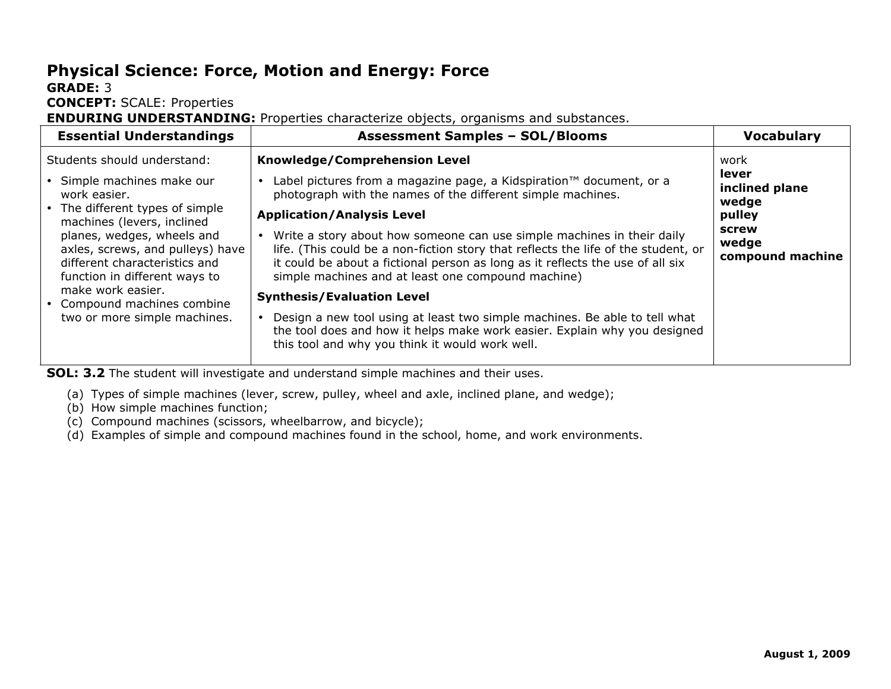# Physical Science: Force, Motion and Energy: Force

**GRADE:** 3
**CONCEPT:** SCALE: Properties
**ENDURING UNDERSTANDING:** Properties characterize objects, organisms and substances.

| Essential Understandings | Assessment Samples – SOL/Blooms | Vocabulary |
|---|---|---|
| Students should understand:<br>• Simple machines make our work easier.<br>• The different types of simple machines (levers, inclined planes, wedges, wheels and axles, screws, and pulleys) have different characteristics and function in different ways to make work easier.<br>• Compound machines combine two or more simple machines. | **Knowledge/Comprehension Level**<br>• Label pictures from a magazine page, a Kidspiration™ document, or a photograph with the names of the different simple machines.<br>**Application/Analysis Level**<br>• Write a story about how someone can use simple machines in their daily life. (This could be a non-fiction story that reflects the life of the student, or it could be about a fictional person as long as it reflects the use of all six simple machines and at least one compound machine)<br>**Synthesis/Evaluation Level**<br>• Design a new tool using at least two simple machines. Be able to tell what the tool does and how it helps make work easier. Explain why you designed this tool and why you think it would work well. | work<br>**lever**<br>**inclined plane**<br>**wedge**<br>**pulley**<br>**screw**<br>**wedge**<br>**compound machine** |

**SOL: 3.2** The student will investigate and understand simple machines and their uses.

(a) Types of simple machines (lever, screw, pulley, wheel and axle, inclined plane, and wedge);
(b) How simple machines function;
(c) Compound machines (scissors, wheelbarrow, and bicycle);
(d) Examples of simple and compound machines found in the school, home, and work environments.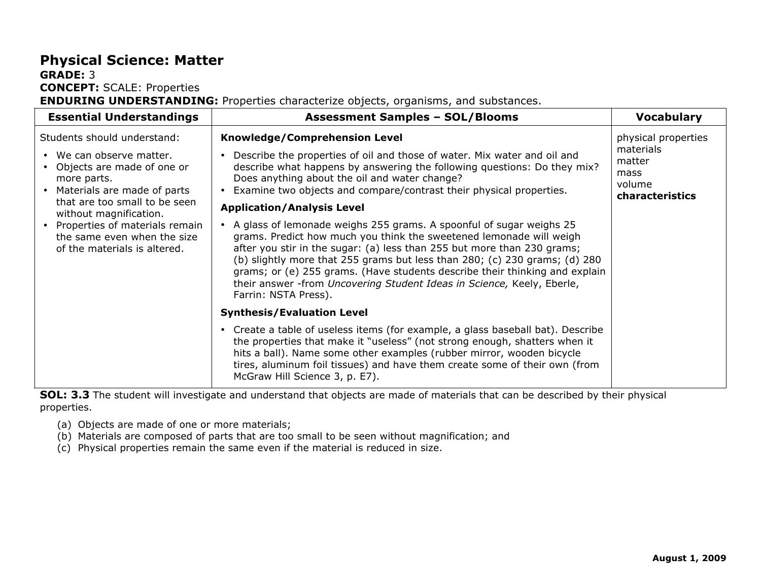# Physical Science: Matter

**GRADE:** 3

**CONCEPT:** SCALE: Properties

**ENDURING UNDERSTANDING:** Properties characterize objects, organisms, and substances.

| Essential Understandings | Assessment Samples – SOL/Blooms | Vocabulary |
|---|---|---|
| Students should understand:<br>• We can observe matter.<br>• Objects are made of one or more parts.<br>• Materials are made of parts that are too small to be seen without magnification.<br>• Properties of materials remain the same even when the size of the materials is altered. | **Knowledge/Comprehension Level**<br>• Describe the properties of oil and those of water. Mix water and oil and describe what happens by answering the following questions: Do they mix? Does anything about the oil and water change?<br>• Examine two objects and compare/contrast their physical properties.<br>**Application/Analysis Level**<br>• A glass of lemonade weighs 255 grams. A spoonful of sugar weighs 25 grams. Predict how much you think the sweetened lemonade will weigh after you stir in the sugar: (a) less than 255 but more than 230 grams; (b) slightly more that 255 grams but less than 280; (c) 230 grams; (d) 280 grams; or (e) 255 grams. (Have students describe their thinking and explain their answer -from *Uncovering Student Ideas in Science,* Keely, Eberle, Farrin: NSTA Press).<br>**Synthesis/Evaluation Level**<br>• Create a table of useless items (for example, a glass baseball bat). Describe the properties that make it "useless" (not strong enough, shatters when it hits a ball). Name some other examples (rubber mirror, wooden bicycle tires, aluminum foil tissues) and have them create some of their own (from McGraw Hill Science 3, p. E7). | physical properties<br>materials<br>matter<br>mass<br>volume<br>**characteristics** |

**SOL: 3.3** The student will investigate and understand that objects are made of materials that can be described by their physical properties.

(a) Objects are made of one or more materials;
(b) Materials are composed of parts that are too small to be seen without magnification; and
(c) Physical properties remain the same even if the material is reduced in size.

**August 1, 2009**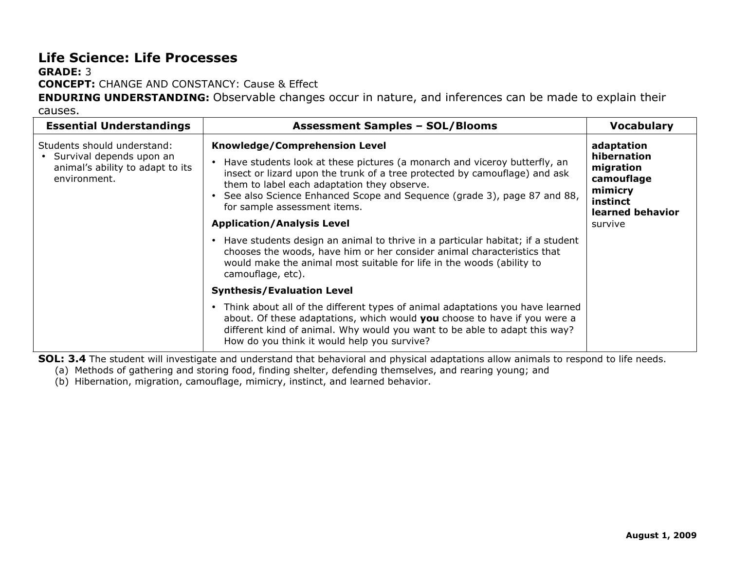# Life Science: Life Processes

**GRADE:** 3

**CONCEPT:** CHANGE AND CONSTANCY: Cause & Effect

**ENDURING UNDERSTANDING:** Observable changes occur in nature, and inferences can be made to explain their causes.

| Essential Understandings | Assessment Samples – SOL/Blooms | Vocabulary |
| --- | --- | --- |
| Students should understand:<br>• Survival depends upon an animal's ability to adapt to its environment. | **Knowledge/Comprehension Level**<br>• Have students look at these pictures (a monarch and viceroy butterfly, an insect or lizard upon the trunk of a tree protected by camouflage) and ask them to label each adaptation they observe.<br>• See also Science Enhanced Scope and Sequence (grade 3), page 87 and 88, for sample assessment items.<br>**Application/Analysis Level**<br>• Have students design an animal to thrive in a particular habitat; if a student chooses the woods, have him or her consider animal characteristics that would make the animal most suitable for life in the woods (ability to camouflage, etc).<br>**Synthesis/Evaluation Level**<br>• Think about all of the different types of animal adaptations you have learned about. Of these adaptations, which would **you** choose to have if you were a different kind of animal. Why would you want to be able to adapt this way? How do you think it would help you survive? | **adaptation**<br>**hibernation**<br>**migration**<br>**camouflage**<br>**mimicry**<br>**instinct**<br>**learned behavior**<br>survive |

**SOL: 3.4** The student will investigate and understand that behavioral and physical adaptations allow animals to respond to life needs.

(a) Methods of gathering and storing food, finding shelter, defending themselves, and rearing young; and

(b) Hibernation, migration, camouflage, mimicry, instinct, and learned behavior.

**August 1, 2009**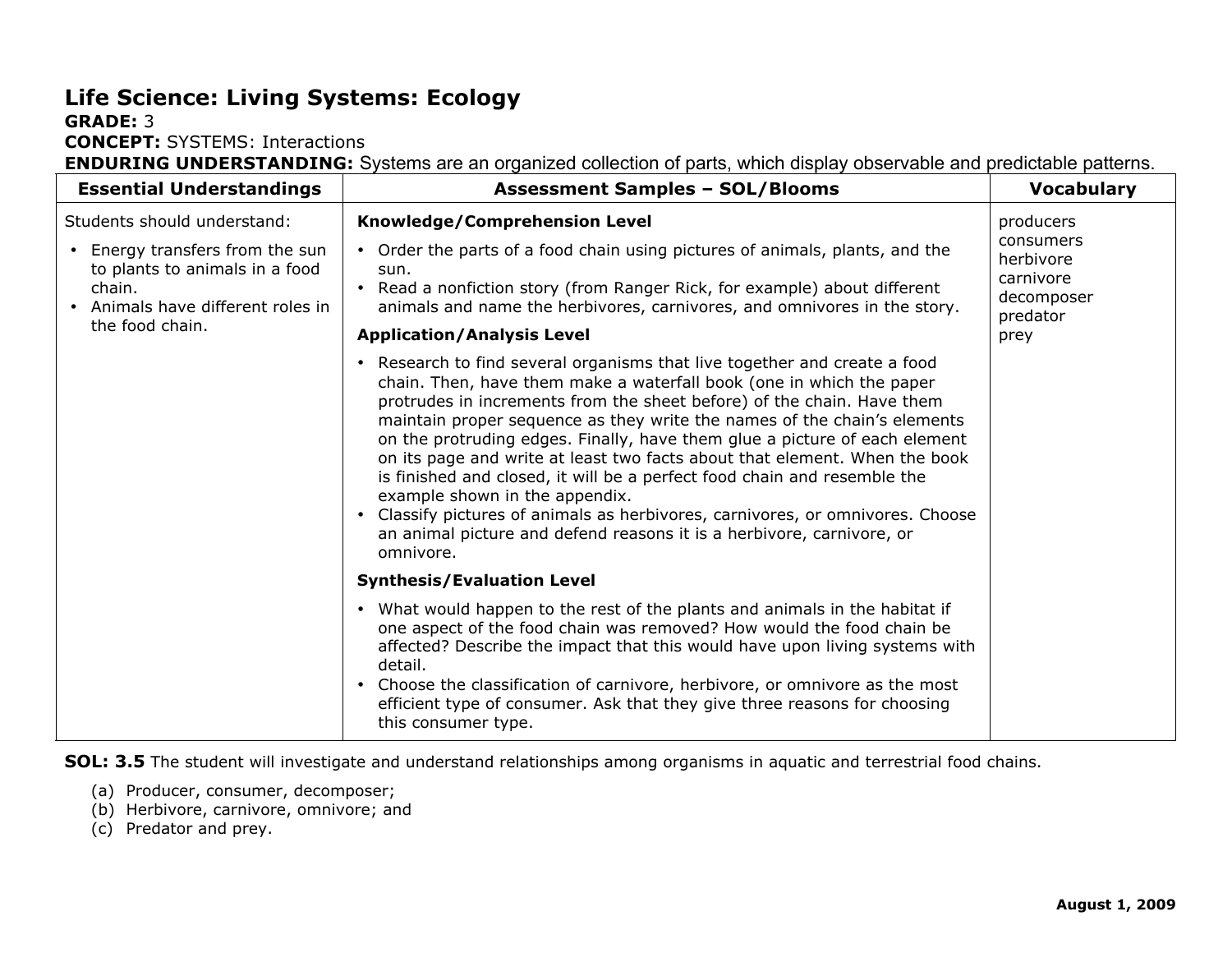# Life Science: Living Systems: Ecology

**GRADE:** 3

**CONCEPT:** SYSTEMS: Interactions

**ENDURING UNDERSTANDING:** Systems are an organized collection of parts, which display observable and predictable patterns.

| Essential Understandings | Assessment Samples – SOL/Blooms | Vocabulary |
|---|---|---|
| Students should understand:<br>• Energy transfers from the sun to plants to animals in a food chain.<br>• Animals have different roles in the food chain. | **Knowledge/Comprehension Level**<br>• Order the parts of a food chain using pictures of animals, plants, and the sun.<br>• Read a nonfiction story (from Ranger Rick, for example) about different animals and name the herbivores, carnivores, and omnivores in the story.<br>**Application/Analysis Level**<br>• Research to find several organisms that live together and create a food chain. Then, have them make a waterfall book (one in which the paper protrudes in increments from the sheet before) of the chain. Have them maintain proper sequence as they write the names of the chain's elements on the protruding edges. Finally, have them glue a picture of each element on its page and write at least two facts about that element. When the book is finished and closed, it will be a perfect food chain and resemble the example shown in the appendix.<br>• Classify pictures of animals as herbivores, carnivores, or omnivores. Choose an animal picture and defend reasons it is a herbivore, carnivore, or omnivore.<br>**Synthesis/Evaluation Level**<br>• What would happen to the rest of the plants and animals in the habitat if one aspect of the food chain was removed? How would the food chain be affected? Describe the impact that this would have upon living systems with detail.<br>• Choose the classification of carnivore, herbivore, or omnivore as the most efficient type of consumer. Ask that they give three reasons for choosing this consumer type. | producers<br>consumers<br>herbivore<br>carnivore<br>decomposer<br>predator<br>prey |

**SOL: 3.5** The student will investigate and understand relationships among organisms in aquatic and terrestrial food chains.

(a) Producer, consumer, decomposer;
(b) Herbivore, carnivore, omnivore; and
(c) Predator and prey.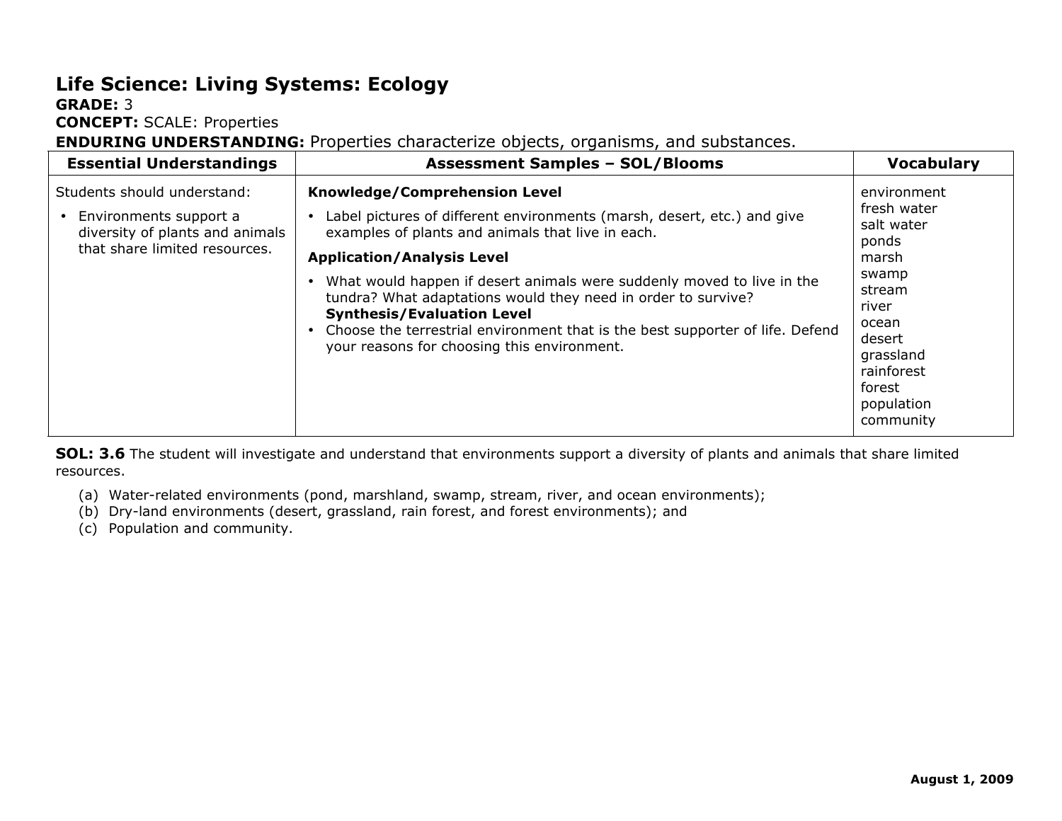# Life Science: Living Systems: Ecology

**GRADE:** 3

**CONCEPT:** SCALE: Properties

**ENDURING UNDERSTANDING:** Properties characterize objects, organisms, and substances.

| Essential Understandings | Assessment Samples – SOL/Blooms | Vocabulary |
|---|---|---|
| Students should understand:<br>• Environments support a diversity of plants and animals that share limited resources. | **Knowledge/Comprehension Level**<br>• Label pictures of different environments (marsh, desert, etc.) and give examples of plants and animals that live in each.<br>**Application/Analysis Level**<br>• What would happen if desert animals were suddenly moved to live in the tundra? What adaptations would they need in order to survive?<br>**Synthesis/Evaluation Level**<br>• Choose the terrestrial environment that is the best supporter of life. Defend your reasons for choosing this environment. | environment<br>fresh water<br>salt water<br>ponds<br>marsh<br>swamp<br>stream<br>river<br>ocean<br>desert<br>grassland<br>rainforest<br>forest<br>population<br>community |

**SOL: 3.6** The student will investigate and understand that environments support a diversity of plants and animals that share limited resources.

(a) Water-related environments (pond, marshland, swamp, stream, river, and ocean environments);
(b) Dry-land environments (desert, grassland, rain forest, and forest environments); and
(c) Population and community.

**August 1, 2009**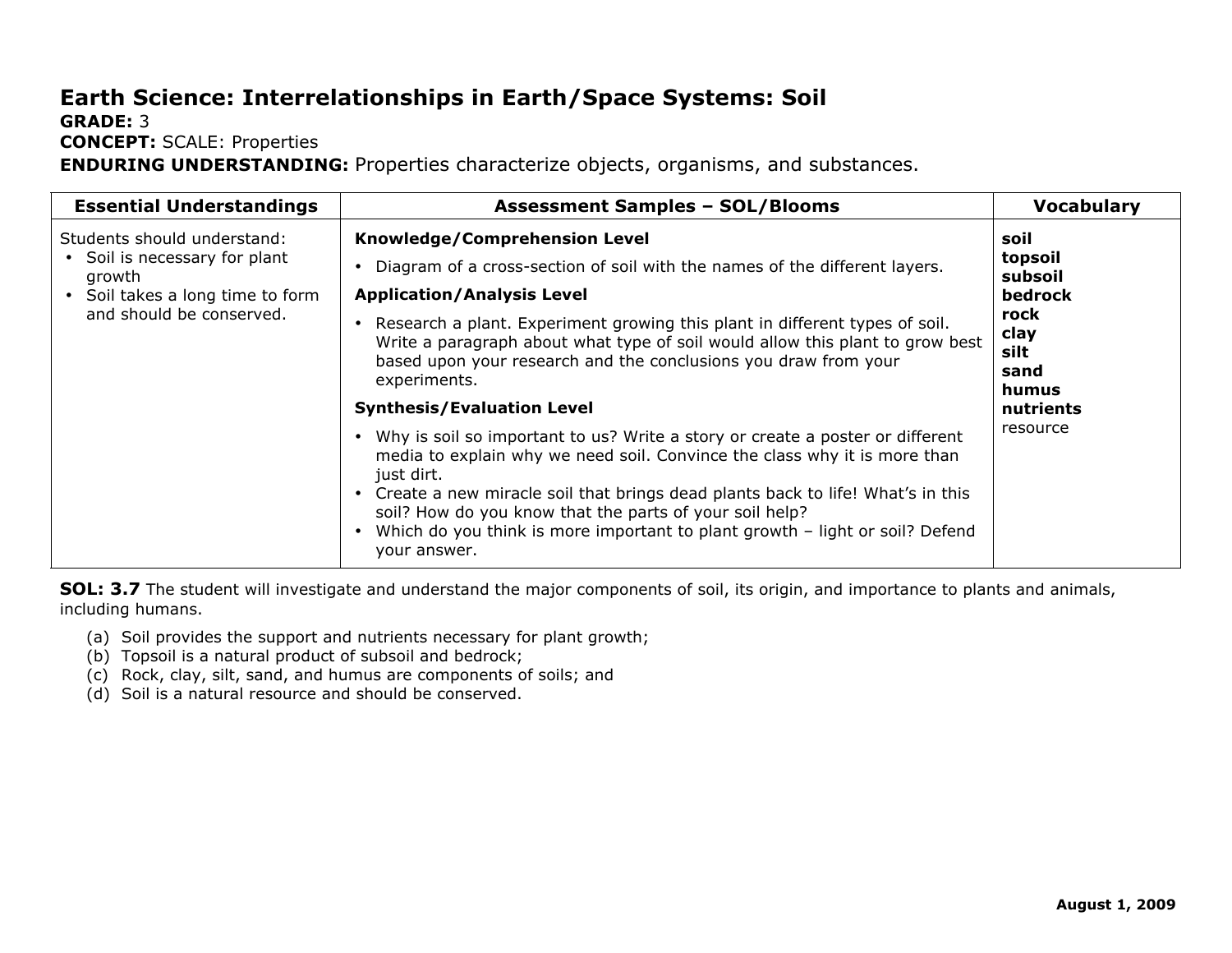# Earth Science: Interrelationships in Earth/Space Systems: Soil

**GRADE:** 3
**CONCEPT:** SCALE: Properties
**ENDURING UNDERSTANDING:** Properties characterize objects, organisms, and substances.

| Essential Understandings | Assessment Samples – SOL/Blooms | Vocabulary |
|---|---|---|
| Students should understand:<br>• Soil is necessary for plant growth<br>• Soil takes a long time to form and should be conserved. | **Knowledge/Comprehension Level**<br>• Diagram of a cross-section of soil with the names of the different layers.<br>**Application/Analysis Level**<br>• Research a plant. Experiment growing this plant in different types of soil. Write a paragraph about what type of soil would allow this plant to grow best based upon your research and the conclusions you draw from your experiments.<br>**Synthesis/Evaluation Level**<br>• Why is soil so important to us? Write a story or create a poster or different media to explain why we need soil. Convince the class why it is more than just dirt.<br>• Create a new miracle soil that brings dead plants back to life! What's in this soil? How do you know that the parts of your soil help?<br>• Which do you think is more important to plant growth – light or soil? Defend your answer. | **soil**<br>**topsoil**<br>**subsoil**<br>**bedrock**<br>**rock**<br>**clay**<br>**silt**<br>**sand**<br>**humus**<br>**nutrients**<br>resource |

**SOL: 3.7** The student will investigate and understand the major components of soil, its origin, and importance to plants and animals, including humans.

(a) Soil provides the support and nutrients necessary for plant growth;
(b) Topsoil is a natural product of subsoil and bedrock;
(c) Rock, clay, silt, sand, and humus are components of soils; and
(d) Soil is a natural resource and should be conserved.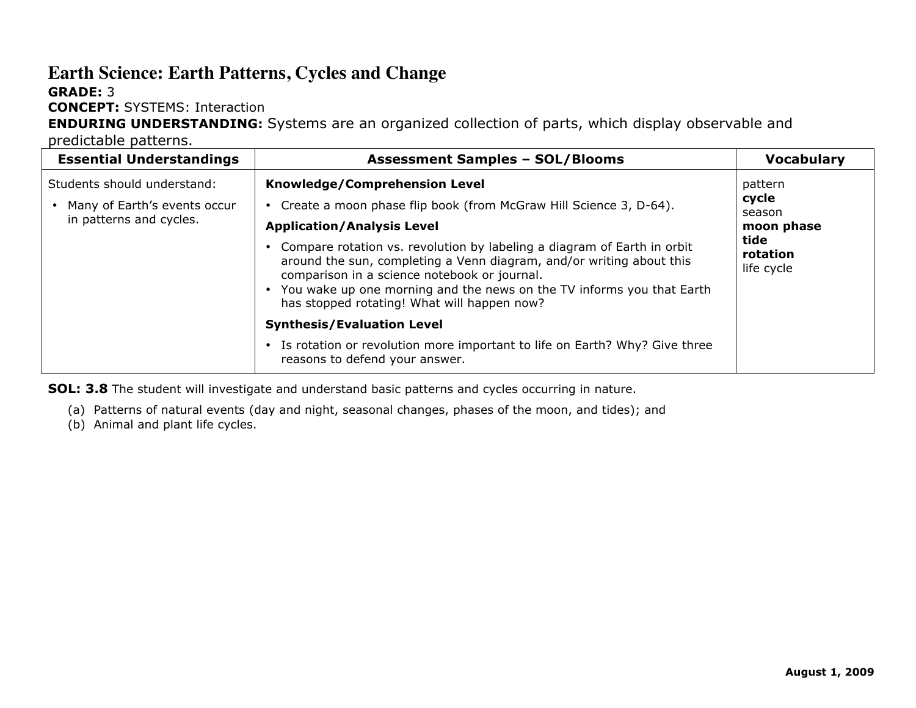# Earth Science: Earth Patterns, Cycles and Change

**GRADE:** 3

**CONCEPT:** SYSTEMS: Interaction

**ENDURING UNDERSTANDING:** Systems are an organized collection of parts, which display observable and predictable patterns.

| Essential Understandings | Assessment Samples – SOL/Blooms | Vocabulary |
|---|---|---|
| Students should understand:<br>• Many of Earth's events occur in patterns and cycles. | **Knowledge/Comprehension Level**<br>• Create a moon phase flip book (from McGraw Hill Science 3, D-64).<br>**Application/Analysis Level**<br>• Compare rotation vs. revolution by labeling a diagram of Earth in orbit around the sun, completing a Venn diagram, and/or writing about this comparison in a science notebook or journal.<br>• You wake up one morning and the news on the TV informs you that Earth has stopped rotating! What will happen now?<br>**Synthesis/Evaluation Level**<br>• Is rotation or revolution more important to life on Earth? Why? Give three reasons to defend your answer. | pattern<br>**cycle**<br>season<br>**moon phase**<br>**tide**<br>**rotation**<br>life cycle |

**SOL: 3.8** The student will investigate and understand basic patterns and cycles occurring in nature.

(a) Patterns of natural events (day and night, seasonal changes, phases of the moon, and tides); and
(b) Animal and plant life cycles.

**August 1, 2009**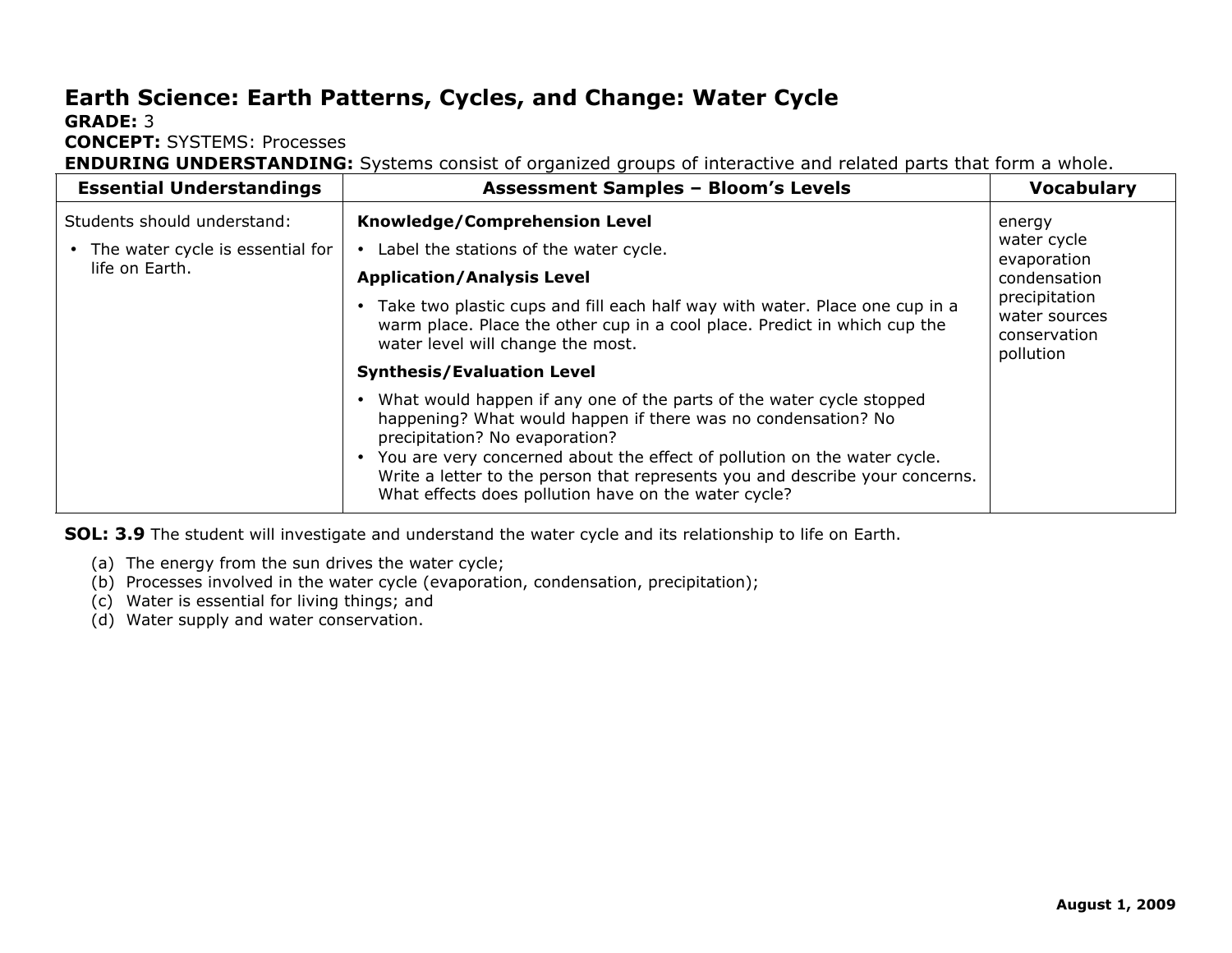# Earth Science: Earth Patterns, Cycles, and Change: Water Cycle

**GRADE:** 3

**CONCEPT:** SYSTEMS: Processes

**ENDURING UNDERSTANDING:** Systems consist of organized groups of interactive and related parts that form a whole.

| Essential Understandings | Assessment Samples – Bloom's Levels | Vocabulary |
|---|---|---|
| Students should understand:<br>• The water cycle is essential for life on Earth. | **Knowledge/Comprehension Level**<br>• Label the stations of the water cycle.<br>**Application/Analysis Level**<br>• Take two plastic cups and fill each half way with water. Place one cup in a warm place. Place the other cup in a cool place. Predict in which cup the water level will change the most.<br>**Synthesis/Evaluation Level**<br>• What would happen if any one of the parts of the water cycle stopped happening? What would happen if there was no condensation? No precipitation? No evaporation?<br>• You are very concerned about the effect of pollution on the water cycle. Write a letter to the person that represents you and describe your concerns. What effects does pollution have on the water cycle? | energy<br>water cycle<br>evaporation<br>condensation<br>precipitation<br>water sources<br>conservation<br>pollution |

**SOL: 3.9** The student will investigate and understand the water cycle and its relationship to life on Earth.

(a) The energy from the sun drives the water cycle;
(b) Processes involved in the water cycle (evaporation, condensation, precipitation);
(c) Water is essential for living things; and
(d) Water supply and water conservation.

**August 1, 2009**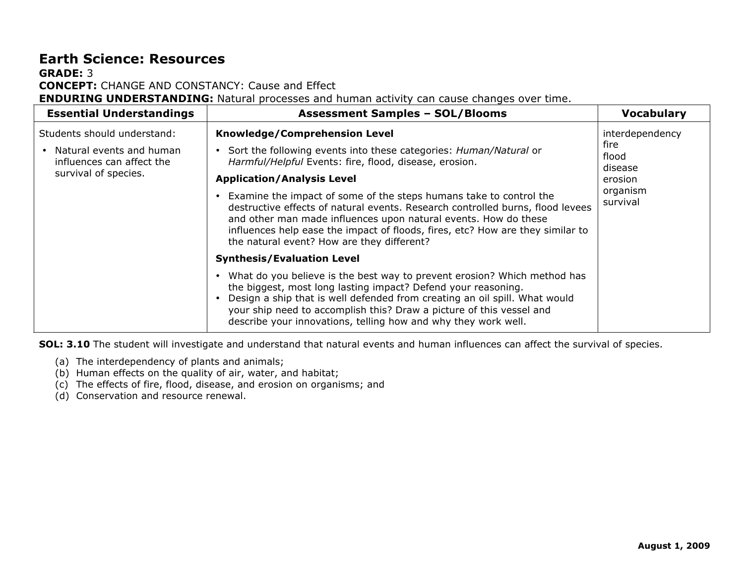# Earth Science: Resources

**GRADE:** 3
**CONCEPT:** CHANGE AND CONSTANCY: Cause and Effect
**ENDURING UNDERSTANDING:** Natural processes and human activity can cause changes over time.

| Essential Understandings | Assessment Samples – SOL/Blooms | Vocabulary |
|---|---|---|
| Students should understand:<br>• Natural events and human influences can affect the survival of species. | **Knowledge/Comprehension Level**<br>• Sort the following events into these categories: *Human/Natural* or *Harmful/Helpful* Events: fire, flood, disease, erosion.<br>**Application/Analysis Level**<br>• Examine the impact of some of the steps humans take to control the destructive effects of natural events. Research controlled burns, flood levees and other man made influences upon natural events. How do these influences help ease the impact of floods, fires, etc? How are they similar to the natural event? How are they different?<br>**Synthesis/Evaluation Level**<br>• What do you believe is the best way to prevent erosion? Which method has the biggest, most long lasting impact? Defend your reasoning.<br>• Design a ship that is well defended from creating an oil spill. What would your ship need to accomplish this? Draw a picture of this vessel and describe your innovations, telling how and why they work well. | interdependency<br>fire<br>flood<br>disease<br>erosion<br>organism<br>survival |

**SOL: 3.10** The student will investigate and understand that natural events and human influences can affect the survival of species.

(a) The interdependency of plants and animals;
(b) Human effects on the quality of air, water, and habitat;
(c) The effects of fire, flood, disease, and erosion on organisms; and
(d) Conservation and resource renewal.

**August 1, 2009**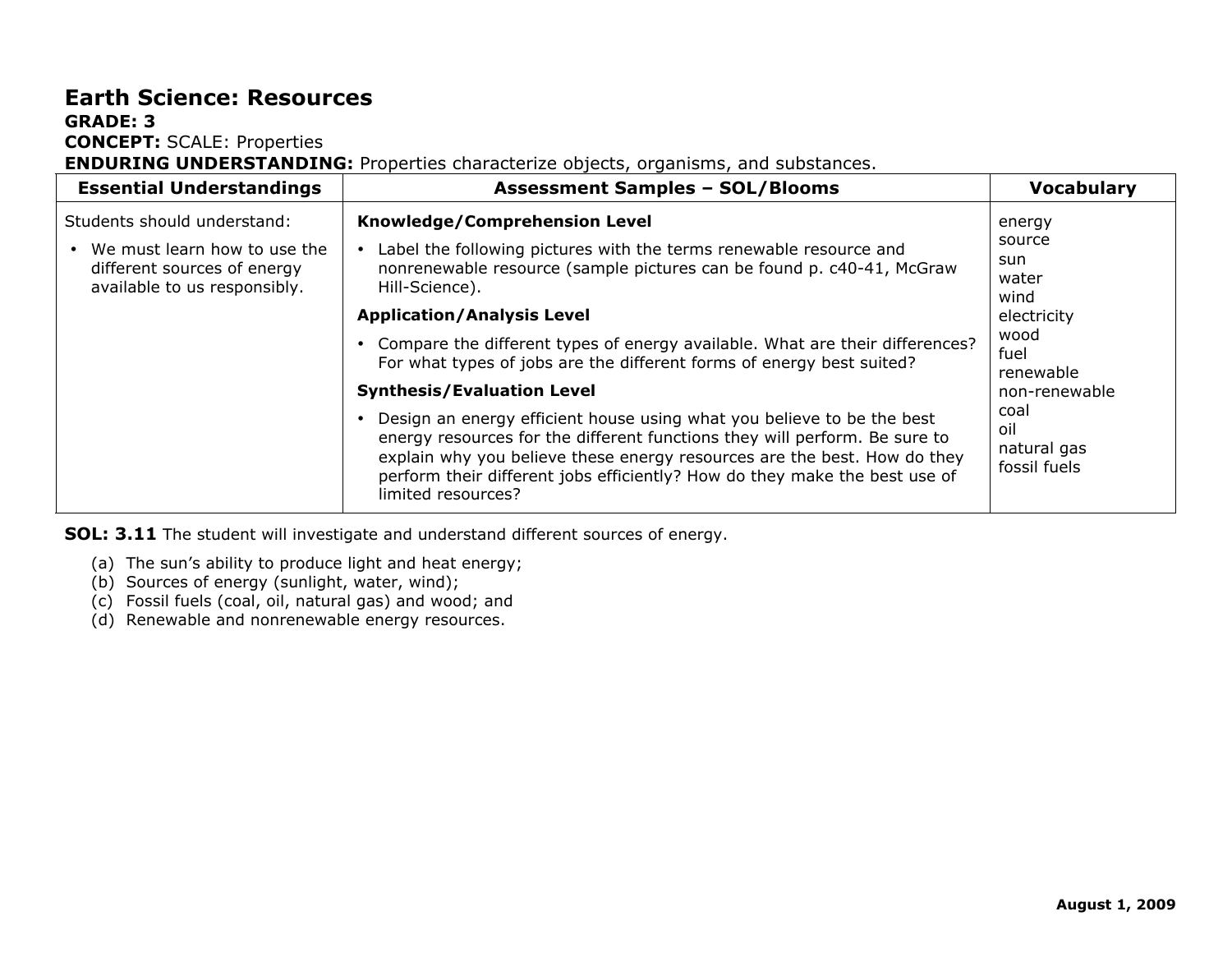# Earth Science: Resources

**GRADE: 3**
**CONCEPT:** SCALE: Properties
**ENDURING UNDERSTANDING:** Properties characterize objects, organisms, and substances.

| Essential Understandings | Assessment Samples – SOL/Blooms | Vocabulary |
|---|---|---|
| Students should understand:<br>• We must learn how to use the different sources of energy available to us responsibly. | **Knowledge/Comprehension Level**<br>• Label the following pictures with the terms renewable resource and nonrenewable resource (sample pictures can be found p. c40-41, McGraw Hill-Science).<br>**Application/Analysis Level**<br>• Compare the different types of energy available. What are their differences? For what types of jobs are the different forms of energy best suited?<br>**Synthesis/Evaluation Level**<br>• Design an energy efficient house using what you believe to be the best energy resources for the different functions they will perform. Be sure to explain why you believe these energy resources are the best. How do they perform their different jobs efficiently? How do they make the best use of limited resources? | energy<br>source<br>sun<br>water<br>wind<br>electricity<br>wood<br>fuel<br>renewable<br>non-renewable<br>coal<br>oil<br>natural gas<br>fossil fuels |

**SOL: 3.11** The student will investigate and understand different sources of energy.

(a) The sun's ability to produce light and heat energy;
(b) Sources of energy (sunlight, water, wind);
(c) Fossil fuels (coal, oil, natural gas) and wood; and
(d) Renewable and nonrenewable energy resources.

**August 1, 2009**